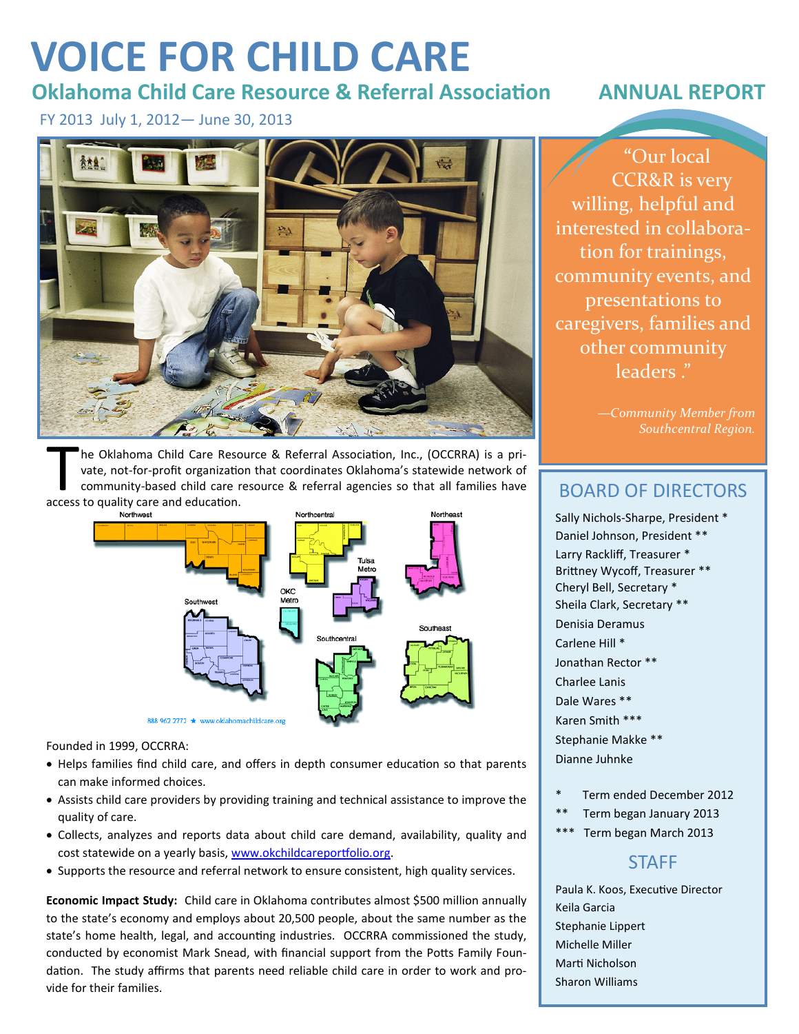# VOICE FOR CHILD CARE

## Oklahoma Child Care Resource & Referral Association — ANNUAL REPORT

FY 2013 July 1, 2012— June 30, 2013

> "Our local CCR&R is very willing, helpful and interested in collaboration for trainings, community events, and presentations to caregivers, families and other community leaders ."
>
> *—Community Member from Southcentral Region.*

The Oklahoma Child Care Resource & Referral Association, Inc., (OCCRRA) is a private, not-for-profit organization that coordinates Oklahoma's statewide network of community-based child care resource & referral agencies so that all families have access to quality care and education.

Northwest · Northcentral · Northeast · Tulsa Metro · OKC Metro · Southwest · Southcentral · Southeast

888 962 2772 ★ www.oklahomachildcare.org

Founded in 1999, OCCRRA:

- Helps families find child care, and offers in depth consumer education so that parents can make informed choices.
- Assists child care providers by providing training and technical assistance to improve the quality of care.
- Collects, analyzes and reports data about child care demand, availability, quality and cost statewide on a yearly basis, www.okchildcareportfolio.org.
- Supports the resource and referral network to ensure consistent, high quality services.

**Economic Impact Study:** Child care in Oklahoma contributes almost $500 million annually to the state's economy and employs about 20,500 people, about the same number as the state's home health, legal, and accounting industries. OCCRRA commissioned the study, conducted by economist Mark Snead, with financial support from the Potts Family Foundation. The study affirms that parents need reliable child care in order to work and provide for their families.

## BOARD OF DIRECTORS

Sally Nichols-Sharpe, President *
Daniel Johnson, President **
Larry Rackliff, Treasurer *
Brittney Wycoff, Treasurer **
Cheryl Bell, Secretary *
Sheila Clark, Secretary **
Denisia Deramus
Carlene Hill *
Jonathan Rector **
Charlee Lanis
Dale Wares **
Karen Smith ***
Stephanie Makke **
Dianne Juhnke

\* Term ended December 2012
\*\* Term began January 2013
\*\*\* Term began March 2013

## STAFF

Paula K. Koos, Executive Director
Keila Garcia
Stephanie Lippert
Michelle Miller
Marti Nicholson
Sharon Williams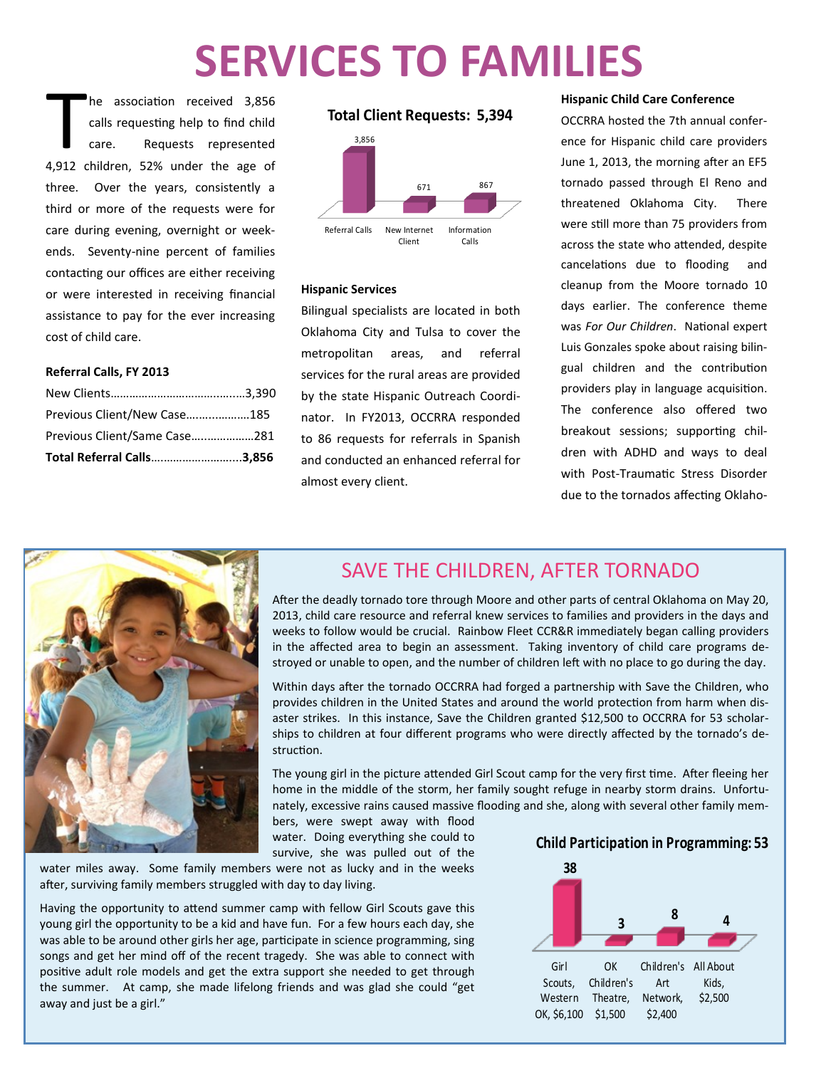# SERVICES TO FAMILIES

The association received 3,856 calls requesting help to find child care. Requests represented 4,912 children, 52% under the age of three. Over the years, consistently a third or more of the requests were for care during evening, overnight or weekends. Seventy-nine percent of families contacting our offices are either receiving or were interested in receiving financial assistance to pay for the ever increasing cost of child care.

**Referral Calls, FY 2013**

| | |
|---|---|
| New Clients | 3,390 |
| Previous Client/New Case | 185 |
| Previous Client/Same Case | 281 |
| **Total Referral Calls** | **3,856** |

**Total Client Requests: 5,394**

| Referral Calls | New Internet Client | Information Calls |
|---|---|---|
| 3,856 | 671 | 867 |

**Hispanic Services**

Bilingual specialists are located in both Oklahoma City and Tulsa to cover the metropolitan areas, and referral services for the rural areas are provided by the state Hispanic Outreach Coordinator. In FY2013, OCCRRA responded to 86 requests for referrals in Spanish and conducted an enhanced referral for almost every client.

**Hispanic Child Care Conference**

OCCRRA hosted the 7th annual conference for Hispanic child care providers June 1, 2013, the morning after an EF5 tornado passed through El Reno and threatened Oklahoma City. There were still more than 75 providers from across the state who attended, despite cancelations due to flooding and cleanup from the Moore tornado 10 days earlier. The conference theme was *For Our Children*. National expert Luis Gonzales spoke about raising bilingual children and the contribution providers play in language acquisition. The conference also offered two breakout sessions; supporting children with ADHD and ways to deal with Post-Traumatic Stress Disorder due to the tornados affecting Oklaho-

## SAVE THE CHILDREN, AFTER TORNADO

After the deadly tornado tore through Moore and other parts of central Oklahoma on May 20, 2013, child care resource and referral knew services to families and providers in the days and weeks to follow would be crucial. Rainbow Fleet CCR&R immediately began calling providers in the affected area to begin an assessment. Taking inventory of child care programs destroyed or unable to open, and the number of children left with no place to go during the day.

Within days after the tornado OCCRRA had forged a partnership with Save the Children, who provides children in the United States and around the world protection from harm when disaster strikes. In this instance, Save the Children granted $12,500 to OCCRRA for 53 scholarships to children at four different programs who were directly affected by the tornado's destruction.

The young girl in the picture attended Girl Scout camp for the very first time. After fleeing her home in the middle of the storm, her family sought refuge in nearby storm drains. Unfortunately, excessive rains caused massive flooding and she, along with several other family members, were swept away with flood water. Doing everything she could to survive, she was pulled out of the water miles away. Some family members were not as lucky and in the weeks after, surviving family members struggled with day to day living.

Having the opportunity to attend summer camp with fellow Girl Scouts gave this young girl the opportunity to be a kid and have fun. For a few hours each day, she was able to be around other girls her age, participate in science programming, sing songs and get her mind off of the recent tragedy. She was able to connect with positive adult role models and get the extra support she needed to get through the summer. At camp, she made lifelong friends and was glad she could "get away and just be a girl."

**Child Participation in Programming: 53**

| Girl Scouts, Western OK, $6,100 | OK Children's Theatre, $1,500 | Children's Art Network, $2,400 | All About Kids, $2,500 |
|---|---|---|---|
| 38 | 3 | 8 | 4 |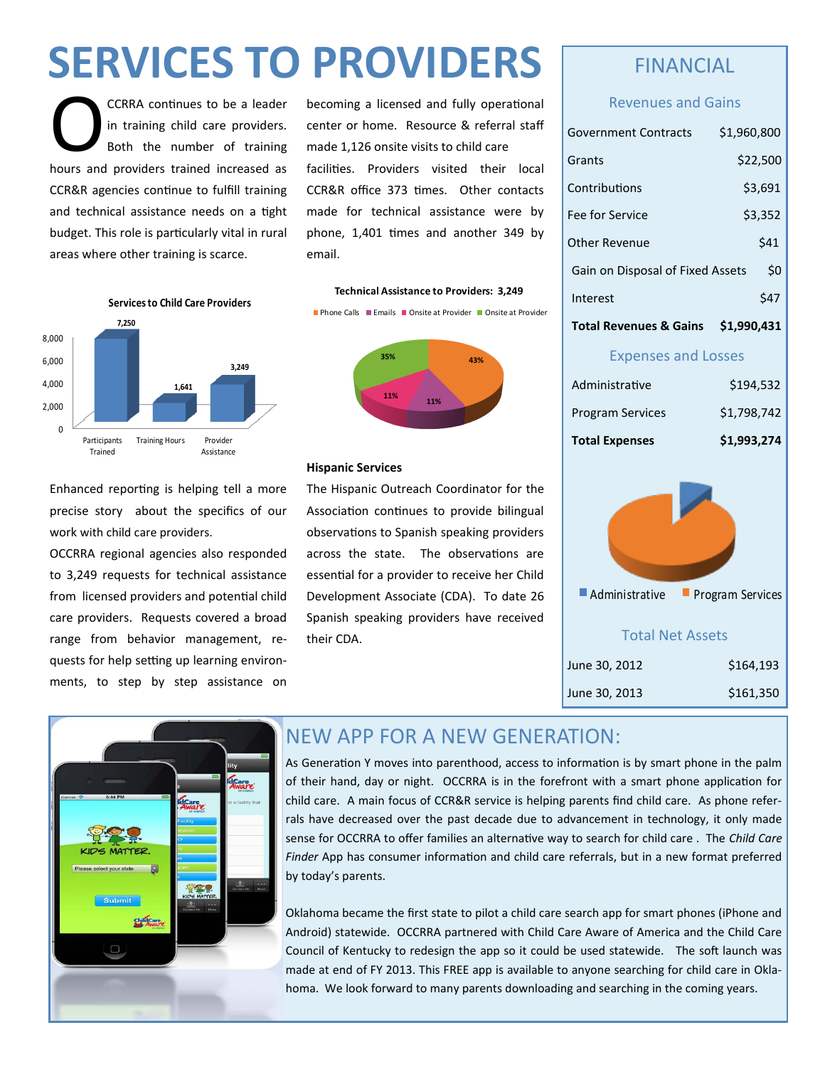# SERVICES TO PROVIDERS

OCCRRA continues to be a leader in training child care providers. Both the number of training hours and providers trained increased as CCR&R agencies continue to fulfill training and technical assistance needs on a tight budget. This role is particularly vital in rural areas where other training is scarce.

**Services to Child Care Providers**

| Category | Value |
|---|---|
| Participants Trained | 7,250 |
| Training Hours | 1,641 |
| Provider Assistance | 3,249 |

Enhanced reporting is helping tell a more precise story about the specifics of our work with child care providers.

OCCRRA regional agencies also responded to 3,249 requests for technical assistance from licensed providers and potential child care providers. Requests covered a broad range from behavior management, requests for help setting up learning environments, to step by step assistance on becoming a licensed and fully operational center or home. Resource & referral staff made 1,126 onsite visits to child care facilities. Providers visited their local CCR&R office 373 times. Other contacts made for technical assistance were by phone, 1,401 times and another 349 by email.

**Technical Assistance to Providers: 3,249**

| Type | Percent |
|---|---|
| Phone Calls | 43% |
| Emails | 11% |
| Onsite at Provider | 11% |
| Onsite at Provider | 35% |

### Hispanic Services

The Hispanic Outreach Coordinator for the Association continues to provide bilingual observations to Spanish speaking providers across the state. The observations are essential for a provider to receive her Child Development Associate (CDA). To date 26 Spanish speaking providers have received their CDA.

## FINANCIAL

### Revenues and Gains

| Item | Amount |
|---|---|
| Government Contracts | $1,960,800 |
| Grants | $22,500 |
| Contributions | $3,691 |
| Fee for Service | $3,352 |
| Other Revenue | $41 |
| Gain on Disposal of Fixed Assets | $0 |
| Interest | $47 |
| **Total Revenues & Gains** | **$1,990,431** |

### Expenses and Losses

| Item | Amount |
|---|---|
| Administrative | $194,532 |
| Program Services | $1,798,742 |
| **Total Expenses** | **$1,993,274** |

Administrative | Program Services

### Total Net Assets

| Date | Amount |
|---|---|
| June 30, 2012 | $164,193 |
| June 30, 2013 | $161,350 |

## NEW APP FOR A NEW GENERATION:

As Generation Y moves into parenthood, access to information is by smart phone in the palm of their hand, day or night. OCCRRA is in the forefront with a smart phone application for child care. A main focus of CCR&R service is helping parents find child care. As phone referrals have decreased over the past decade due to advancement in technology, it only made sense for OCCRRA to offer families an alternative way to search for child care . The *Child Care Finder* App has consumer information and child care referrals, but in a new format preferred by today's parents.

Oklahoma became the first state to pilot a child care search app for smart phones (iPhone and Android) statewide. OCCRRA partnered with Child Care Aware of America and the Child Care Council of Kentucky to redesign the app so it could be used statewide. The soft launch was made at end of FY 2013. This FREE app is available to anyone searching for child care in Oklahoma. We look forward to many parents downloading and searching in the coming years.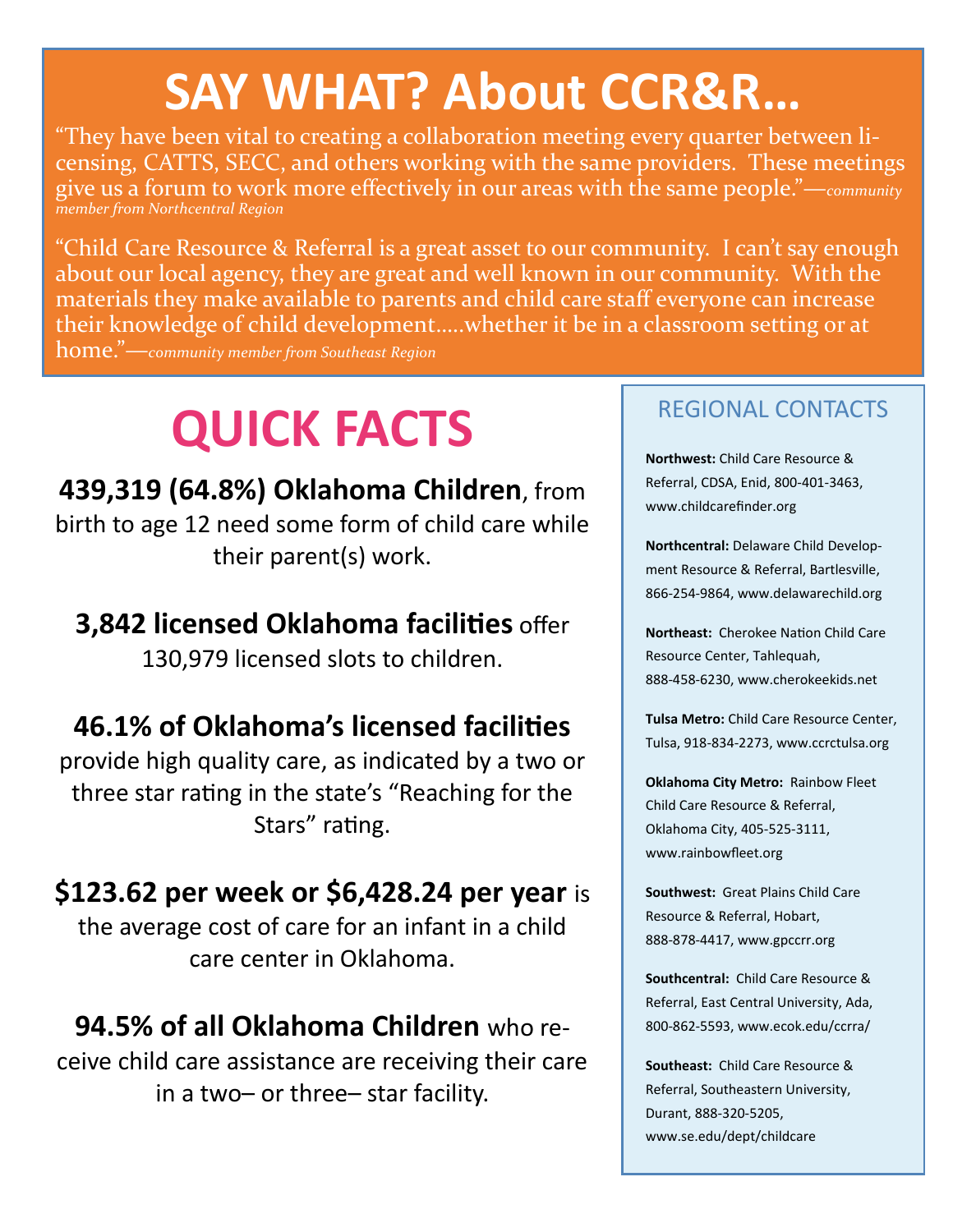# SAY WHAT? About CCR&R…

"They have been vital to creating a collaboration meeting every quarter between licensing, CATTS, SECC, and others working with the same providers. These meetings give us a forum to work more effectively in our areas with the same people."—*community member from Northcentral Region*

"Child Care Resource & Referral is a great asset to our community. I can't say enough about our local agency, they are great and well known in our community. With the materials they make available to parents and child care staff everyone can increase their knowledge of child development…..whether it be in a classroom setting or at home."—*community member from Southeast Region*

# QUICK FACTS

**439,319 (64.8%) Oklahoma Children**, from birth to age 12 need some form of child care while their parent(s) work.

**3,842 licensed Oklahoma facilities** offer 130,979 licensed slots to children.

**46.1% of Oklahoma's licensed facilities** provide high quality care, as indicated by a two or three star rating in the state's "Reaching for the Stars" rating.

**$123.62 per week or $6,428.24 per year** is the average cost of care for an infant in a child care center in Oklahoma.

**94.5% of all Oklahoma Children** who receive child care assistance are receiving their care in a two– or three– star facility.

## REGIONAL CONTACTS

**Northwest:** Child Care Resource & Referral, CDSA, Enid, 800-401-3463, www.childcarefinder.org

**Northcentral:** Delaware Child Development Resource & Referral, Bartlesville, 866-254-9864, www.delawarechild.org

**Northeast:** Cherokee Nation Child Care Resource Center, Tahlequah, 888-458-6230, www.cherokeekids.net

**Tulsa Metro:** Child Care Resource Center, Tulsa, 918-834-2273, www.ccrctulsa.org

**Oklahoma City Metro:** Rainbow Fleet Child Care Resource & Referral, Oklahoma City, 405-525-3111, www.rainbowfleet.org

**Southwest:** Great Plains Child Care Resource & Referral, Hobart, 888-878-4417, www.gpccrr.org

**Southcentral:** Child Care Resource & Referral, East Central University, Ada, 800-862-5593, www.ecok.edu/ccrra/

**Southeast:** Child Care Resource & Referral, Southeastern University, Durant, 888-320-5205, www.se.edu/dept/childcare